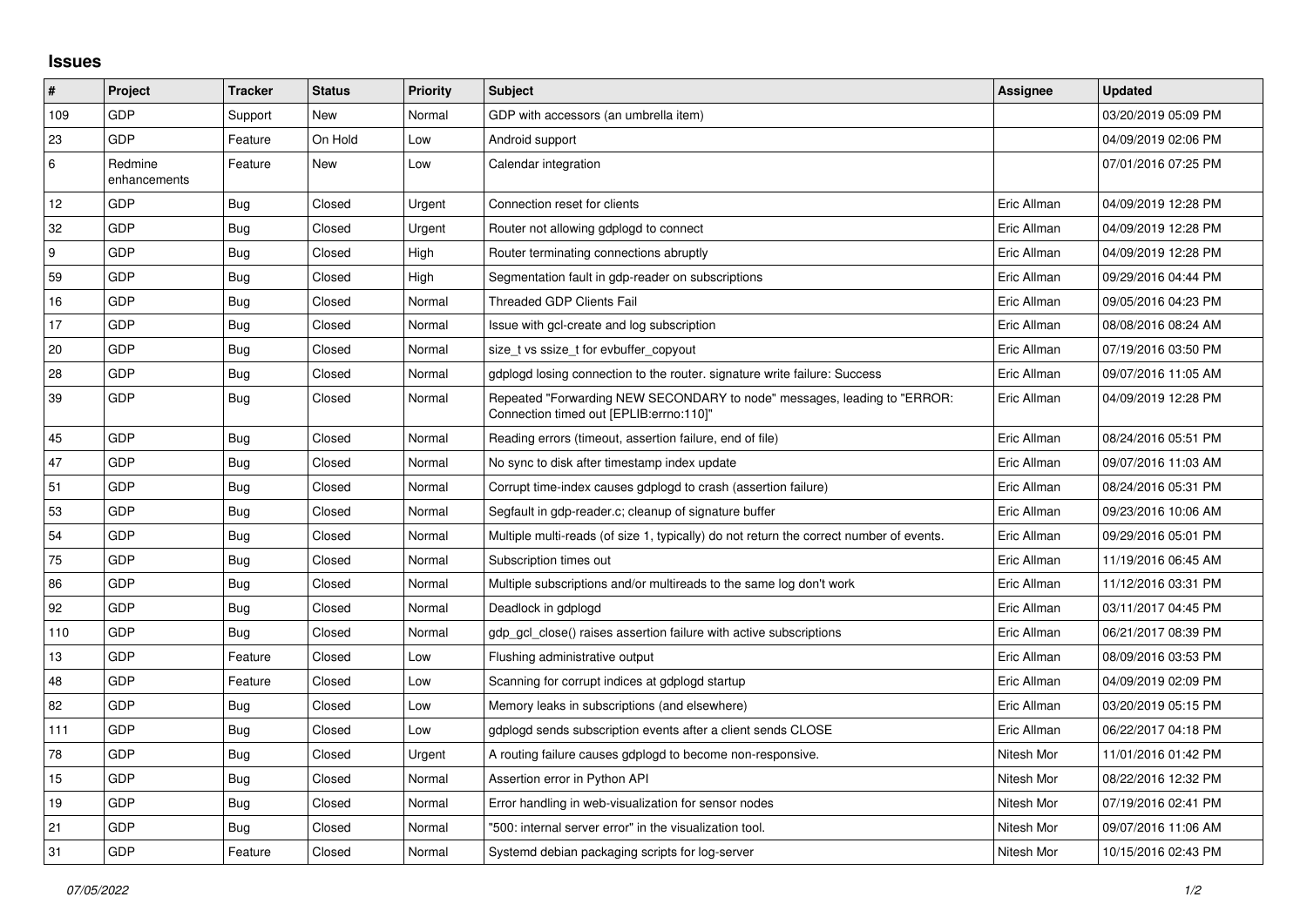## Issues

| # | Project | Tracker | Status | Priority | Subject | Assignee | Updated |
|---|---|---|---|---|---|---|---|
| 109 | GDP | Support | New | Normal | GDP with accessors (an umbrella item) | | 03/20/2019 05:09 PM |
| 23 | GDP | Feature | On Hold | Low | Android support | | 04/09/2019 02:06 PM |
| 6 | Redmine enhancements | Feature | New | Low | Calendar integration | | 07/01/2016 07:25 PM |
| 12 | GDP | Bug | Closed | Urgent | Connection reset for clients | Eric Allman | 04/09/2019 12:28 PM |
| 32 | GDP | Bug | Closed | Urgent | Router not allowing gdplogd to connect | Eric Allman | 04/09/2019 12:28 PM |
| 9 | GDP | Bug | Closed | High | Router terminating connections abruptly | Eric Allman | 04/09/2019 12:28 PM |
| 59 | GDP | Bug | Closed | High | Segmentation fault in gdp-reader on subscriptions | Eric Allman | 09/29/2016 04:44 PM |
| 16 | GDP | Bug | Closed | Normal | Threaded GDP Clients Fail | Eric Allman | 09/05/2016 04:23 PM |
| 17 | GDP | Bug | Closed | Normal | Issue with gcl-create and log subscription | Eric Allman | 08/08/2016 08:24 AM |
| 20 | GDP | Bug | Closed | Normal | size_t vs ssize_t for evbuffer_copyout | Eric Allman | 07/19/2016 03:50 PM |
| 28 | GDP | Bug | Closed | Normal | gdplogd losing connection to the router. signature write failure: Success | Eric Allman | 09/07/2016 11:05 AM |
| 39 | GDP | Bug | Closed | Normal | Repeated "Forwarding NEW SECONDARY to node" messages, leading to "ERROR: Connection timed out [EPLIB:errno:110]" | Eric Allman | 04/09/2019 12:28 PM |
| 45 | GDP | Bug | Closed | Normal | Reading errors (timeout, assertion failure, end of file) | Eric Allman | 08/24/2016 05:51 PM |
| 47 | GDP | Bug | Closed | Normal | No sync to disk after timestamp index update | Eric Allman | 09/07/2016 11:03 AM |
| 51 | GDP | Bug | Closed | Normal | Corrupt time-index causes gdplogd to crash (assertion failure) | Eric Allman | 08/24/2016 05:31 PM |
| 53 | GDP | Bug | Closed | Normal | Segfault in gdp-reader.c; cleanup of signature buffer | Eric Allman | 09/23/2016 10:06 AM |
| 54 | GDP | Bug | Closed | Normal | Multiple multi-reads (of size 1, typically) do not return the correct number of events. | Eric Allman | 09/29/2016 05:01 PM |
| 75 | GDP | Bug | Closed | Normal | Subscription times out | Eric Allman | 11/19/2016 06:45 AM |
| 86 | GDP | Bug | Closed | Normal | Multiple subscriptions and/or multireads to the same log don't work | Eric Allman | 11/12/2016 03:31 PM |
| 92 | GDP | Bug | Closed | Normal | Deadlock in gdplogd | Eric Allman | 03/11/2017 04:45 PM |
| 110 | GDP | Bug | Closed | Normal | gdp_gcl_close() raises assertion failure with active subscriptions | Eric Allman | 06/21/2017 08:39 PM |
| 13 | GDP | Feature | Closed | Low | Flushing administrative output | Eric Allman | 08/09/2016 03:53 PM |
| 48 | GDP | Feature | Closed | Low | Scanning for corrupt indices at gdplogd startup | Eric Allman | 04/09/2019 02:09 PM |
| 82 | GDP | Bug | Closed | Low | Memory leaks in subscriptions (and elsewhere) | Eric Allman | 03/20/2019 05:15 PM |
| 111 | GDP | Bug | Closed | Low | gdplogd sends subscription events after a client sends CLOSE | Eric Allman | 06/22/2017 04:18 PM |
| 78 | GDP | Bug | Closed | Urgent | A routing failure causes gdplogd to become non-responsive. | Nitesh Mor | 11/01/2016 01:42 PM |
| 15 | GDP | Bug | Closed | Normal | Assertion error in Python API | Nitesh Mor | 08/22/2016 12:32 PM |
| 19 | GDP | Bug | Closed | Normal | Error handling in web-visualization for sensor nodes | Nitesh Mor | 07/19/2016 02:41 PM |
| 21 | GDP | Bug | Closed | Normal | "500: internal server error" in the visualization tool. | Nitesh Mor | 09/07/2016 11:06 AM |
| 31 | GDP | Feature | Closed | Normal | Systemd debian packaging scripts for log-server | Nitesh Mor | 10/15/2016 02:43 PM |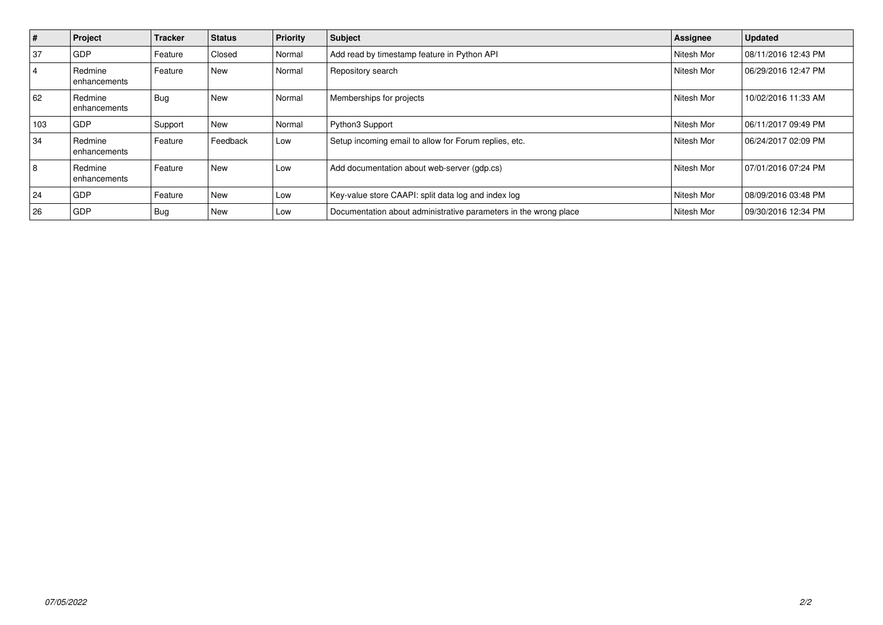| # | Project | Tracker | Status | Priority | Subject | Assignee | Updated |
|---|---|---|---|---|---|---|---|
| 37 | GDP | Feature | Closed | Normal | Add read by timestamp feature in Python API | Nitesh Mor | 08/11/2016 12:43 PM |
| 4 | Redmine enhancements | Feature | New | Normal | Repository search | Nitesh Mor | 06/29/2016 12:47 PM |
| 62 | Redmine enhancements | Bug | New | Normal | Memberships for projects | Nitesh Mor | 10/02/2016 11:33 AM |
| 103 | GDP | Support | New | Normal | Python3 Support | Nitesh Mor | 06/11/2017 09:49 PM |
| 34 | Redmine enhancements | Feature | Feedback | Low | Setup incoming email to allow for Forum replies, etc. | Nitesh Mor | 06/24/2017 02:09 PM |
| 8 | Redmine enhancements | Feature | New | Low | Add documentation about web-server (gdp.cs) | Nitesh Mor | 07/01/2016 07:24 PM |
| 24 | GDP | Feature | New | Low | Key-value store CAAPI: split data log and index log | Nitesh Mor | 08/09/2016 03:48 PM |
| 26 | GDP | Bug | New | Low | Documentation about administrative parameters in the wrong place | Nitesh Mor | 09/30/2016 12:34 PM |